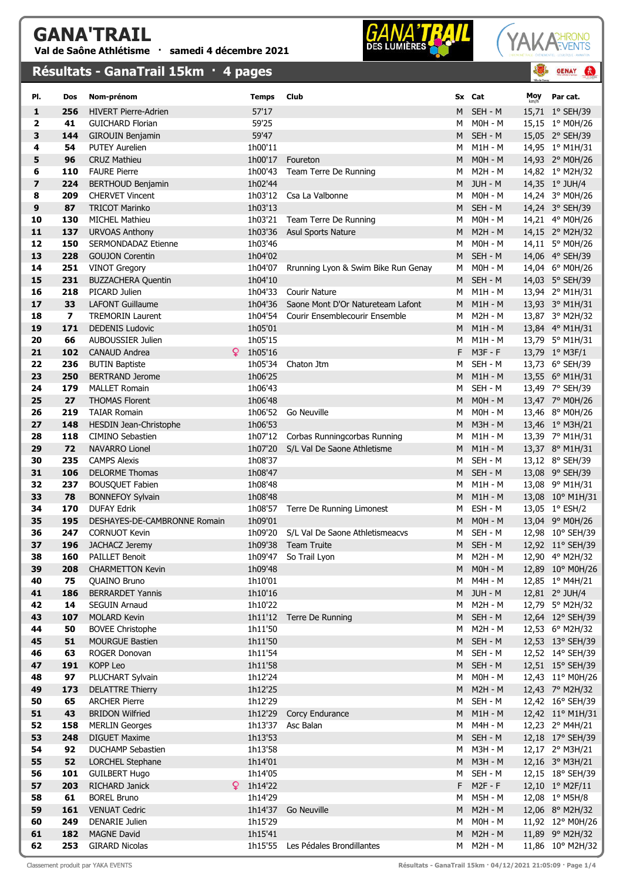# GANA'TRAIL

**Val de Saône Athlétisme · samedi 4 décembre 2021**

## Résultats - GanaTrail 15km · 4 pages

| Pl. | Dos | Nom-prénom | Temps | Club | Sx | Cat | Moy km/h | Par cat. |
|---|---|---|---|---|---|---|---|---|
| 1 | 256 | HIVERT Pierre-Adrien | 57'17 | | M | SEH - M | 15,71 | 1° SEH/39 |
| 2 | 41 | GUICHARD Florian | 59'25 | | M | M0H - M | 15,15 | 1° M0H/26 |
| 3 | 144 | GIROUIN Benjamin | 59'47 | | M | SEH - M | 15,05 | 2° SEH/39 |
| 4 | 54 | PUTEY Aurelien | 1h00'11 | | M | M1H - M | 14,95 | 1° M1H/31 |
| 5 | 96 | CRUZ Mathieu | 1h00'17 | Foureton | M | M0H - M | 14,93 | 2° M0H/26 |
| 6 | 110 | FAURE Pierre | 1h00'43 | Team Terre De Running | M | M2H - M | 14,82 | 1° M2H/32 |
| 7 | 224 | BERTHOUD Benjamin | 1h02'44 | | M | JUH - M | 14,35 | 1° JUH/4 |
| 8 | 209 | CHERVET Vincent | 1h03'12 | Csa La Valbonne | M | M0H - M | 14,24 | 3° M0H/26 |
| 9 | 87 | TRICOT Marinko | 1h03'13 | | M | SEH - M | 14,24 | 3° SEH/39 |
| 10 | 130 | MICHEL Mathieu | 1h03'21 | Team Terre De Running | M | M0H - M | 14,21 | 4° M0H/26 |
| 11 | 137 | URVOAS Anthony | 1h03'36 | Asul Sports Nature | M | M2H - M | 14,15 | 2° M2H/32 |
| 12 | 150 | SERMONDADAZ Etienne | 1h03'46 | | M | M0H - M | 14,11 | 5° M0H/26 |
| 13 | 228 | GOUJON Corentin | 1h04'02 | | M | SEH - M | 14,06 | 4° SEH/39 |
| 14 | 251 | VINOT Gregory | 1h04'07 | Rrunning Lyon & Swim Bike Run Genay | M | M0H - M | 14,04 | 6° M0H/26 |
| 15 | 231 | BUZZACHERA Quentin | 1h04'10 | | M | SEH - M | 14,03 | 5° SEH/39 |
| 16 | 218 | PICARD Julien | 1h04'33 | Courir Nature | M | M1H - M | 13,94 | 2° M1H/31 |
| 17 | 33 | LAFONT Guillaume | 1h04'36 | Saone Mont D'Or Natureteam Lafont | M | M1H - M | 13,93 | 3° M1H/31 |
| 18 | 7 | TREMORIN Laurent | 1h04'54 | Courir Ensemblecourir Ensemble | M | M2H - M | 13,87 | 3° M2H/32 |
| 19 | 171 | DEDENIS Ludovic | 1h05'01 | | M | M1H - M | 13,84 | 4° M1H/31 |
| 20 | 66 | AUBOUSSIER Julien | 1h05'15 | | M | M1H - M | 13,79 | 5° M1H/31 |
| 21 | 102 | CANAUD Andrea ♀ | 1h05'16 | | F | M3F - F | 13,79 | 1° M3F/1 |
| 22 | 236 | BUTIN Baptiste | 1h05'34 | Chaton Jtm | M | SEH - M | 13,73 | 6° SEH/39 |
| 23 | 250 | BERTRAND Jerome | 1h06'25 | | M | M1H - M | 13,55 | 6° M1H/31 |
| 24 | 179 | MALLET Romain | 1h06'43 | | M | SEH - M | 13,49 | 7° SEH/39 |
| 25 | 27 | THOMAS Florent | 1h06'48 | | M | M0H - M | 13,47 | 7° M0H/26 |
| 26 | 219 | TAIAR Romain | 1h06'52 | Go Neuville | M | M0H - M | 13,46 | 8° M0H/26 |
| 27 | 148 | HESDIN Jean-Christophe | 1h06'53 | | M | M3H - M | 13,46 | 1° M3H/21 |
| 28 | 118 | CIMINO Sebastien | 1h07'12 | Corbas Runningcorbas Running | M | M1H - M | 13,39 | 7° M1H/31 |
| 29 | 72 | NAVARRO Lionel | 1h07'20 | S/L Val De Saone Athletisme | M | M1H - M | 13,37 | 8° M1H/31 |
| 30 | 235 | CAMPS Alexis | 1h08'37 | | M | SEH - M | 13,12 | 8° SEH/39 |
| 31 | 106 | DELORME Thomas | 1h08'47 | | M | SEH - M | 13,08 | 9° SEH/39 |
| 32 | 237 | BOUSQUET Fabien | 1h08'48 | | M | M1H - M | 13,08 | 9° M1H/31 |
| 33 | 78 | BONNEFOY Sylvain | 1h08'48 | | M | M1H - M | 13,08 | 10° M1H/31 |
| 34 | 170 | DUFAY Edrik | 1h08'57 | Terre De Running Limonest | M | ESH - M | 13,05 | 1° ESH/2 |
| 35 | 195 | DESHAYES-DE-CAMBRONNE Romain | 1h09'01 | | M | M0H - M | 13,04 | 9° M0H/26 |
| 36 | 247 | CORNUOT Kevin | 1h09'20 | S/L Val De Saone Athletismeacvs | M | SEH - M | 12,98 | 10° SEH/39 |
| 37 | 196 | JACHACZ Jeremy | 1h09'38 | Team Truite | M | SEH - M | 12,92 | 11° SEH/39 |
| 38 | 160 | PAILLET Benoit | 1h09'47 | So Trail Lyon | M | M2H - M | 12,90 | 4° M2H/32 |
| 39 | 208 | CHARMETTON Kevin | 1h09'48 | | M | M0H - M | 12,89 | 10° M0H/26 |
| 40 | 75 | QUAINO Bruno | 1h10'01 | | M | M4H - M | 12,85 | 1° M4H/21 |
| 41 | 186 | BERRARDET Yannis | 1h10'16 | | M | JUH - M | 12,81 | 2° JUH/4 |
| 42 | 14 | SEGUIN Arnaud | 1h10'22 | | M | M2H - M | 12,79 | 5° M2H/32 |
| 43 | 107 | MOLARD Kevin | 1h11'12 | Terre De Running | M | SEH - M | 12,64 | 12° SEH/39 |
| 44 | 50 | BOVEE Christophe | 1h11'50 | | M | M2H - M | 12,53 | 6° M2H/32 |
| 45 | 51 | MOURGUE Bastien | 1h11'50 | | M | SEH - M | 12,53 | 13° SEH/39 |
| 46 | 63 | ROGER Donovan | 1h11'54 | | M | SEH - M | 12,52 | 14° SEH/39 |
| 47 | 191 | KOPP Leo | 1h11'58 | | M | SEH - M | 12,51 | 15° SEH/39 |
| 48 | 97 | PLUCHART Sylvain | 1h12'24 | | M | M0H - M | 12,43 | 11° M0H/26 |
| 49 | 173 | DELATTRE Thierry | 1h12'25 | | M | M2H - M | 12,43 | 7° M2H/32 |
| 50 | 65 | ARCHER Pierre | 1h12'29 | | M | SEH - M | 12,42 | 16° SEH/39 |
| 51 | 43 | BRIDON Wilfried | 1h12'29 | Corcy Endurance | M | M1H - M | 12,42 | 11° M1H/31 |
| 52 | 158 | MERLIN Georges | 1h13'37 | Asc Balan | M | M4H - M | 12,23 | 2° M4H/21 |
| 53 | 248 | DIGUET Maxime | 1h13'53 | | M | SEH - M | 12,18 | 17° SEH/39 |
| 54 | 92 | DUCHAMP Sebastien | 1h13'58 | | M | M3H - M | 12,17 | 2° M3H/21 |
| 55 | 52 | LORCHEL Stephane | 1h14'01 | | M | M3H - M | 12,16 | 3° M3H/21 |
| 56 | 101 | GUILBERT Hugo | 1h14'05 | | M | SEH - M | 12,15 | 18° SEH/39 |
| 57 | 203 | RICHARD Janick ♀ | 1h14'22 | | F | M2F - F | 12,10 | 1° M2F/11 |
| 58 | 61 | BOREL Bruno | 1h14'29 | | M | M5H - M | 12,08 | 1° M5H/8 |
| 59 | 161 | VENUAT Cedric | 1h14'37 | Go Neuville | M | M2H - M | 12,06 | 8° M2H/32 |
| 60 | 249 | DENARIE Julien | 1h15'29 | | M | M0H - M | 11,92 | 12° M0H/26 |
| 61 | 182 | MAGNE David | 1h15'41 | | M | M2H - M | 11,89 | 9° M2H/32 |
| 62 | 253 | GIRARD Nicolas | 1h15'55 | Les Pédales Brondillantes | M | M2H - M | 11,86 | 10° M2H/32 |

Classement produit par YAKA EVENTS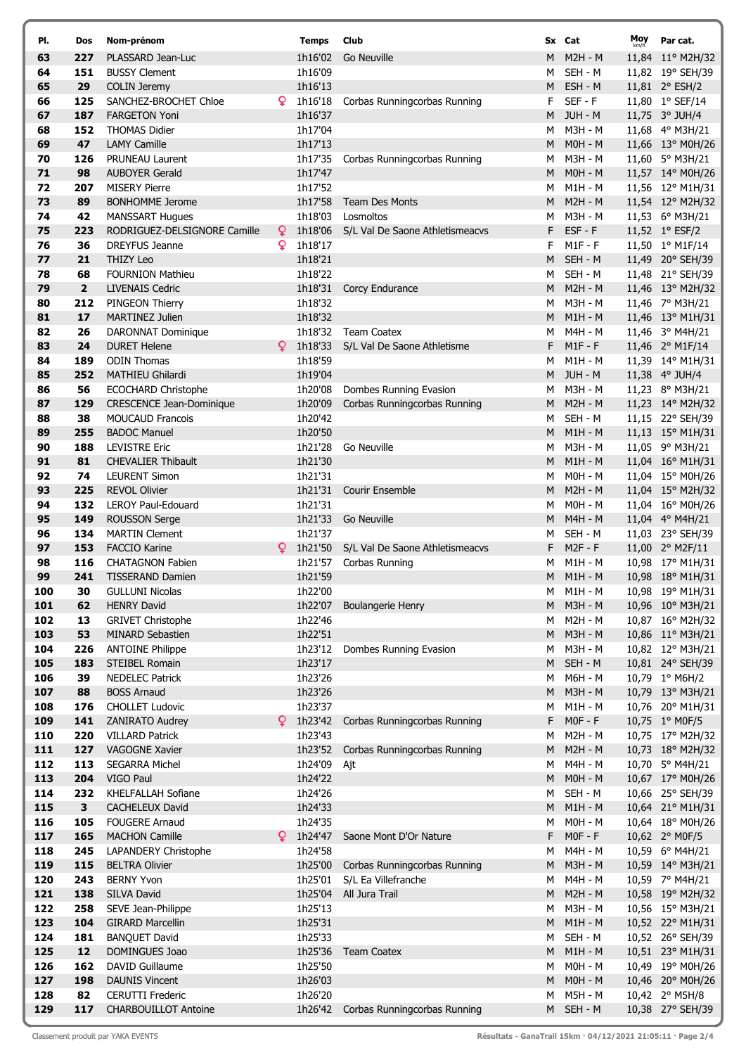| Pl. | Dos | Nom-prénom | | Temps | Club | Sx | Cat | Moy km/h | Par cat. |
|---|---|---|---|---|---|---|---|---|---|
| 63 | 227 | PLASSARD Jean-Luc | | 1h16'02 | Go Neuville | M | M2H - M | 11,84 | 11° M2H/32 |
| 64 | 151 | BUSSY Clement | | 1h16'09 | | M | SEH - M | 11,82 | 19° SEH/39 |
| 65 | 29 | COLIN Jeremy | | 1h16'13 | | M | ESH - M | 11,81 | 2° ESH/2 |
| 66 | 125 | SANCHEZ-BROCHET Chloe | ♀ | 1h16'18 | Corbas Runningcorbas Running | F | SEF - F | 11,80 | 1° SEF/14 |
| 67 | 187 | FARGETON Yoni | | 1h16'37 | | M | JUH - M | 11,75 | 3° JUH/4 |
| 68 | 152 | THOMAS Didier | | 1h17'04 | | M | M3H - M | 11,68 | 4° M3H/21 |
| 69 | 47 | LAMY Camille | | 1h17'13 | | M | M0H - M | 11,66 | 13° M0H/26 |
| 70 | 126 | PRUNEAU Laurent | | 1h17'35 | Corbas Runningcorbas Running | M | M3H - M | 11,60 | 5° M3H/21 |
| 71 | 98 | AUBOYER Gerald | | 1h17'47 | | M | M0H - M | 11,57 | 14° M0H/26 |
| 72 | 207 | MISERY Pierre | | 1h17'52 | | M | M1H - M | 11,56 | 12° M1H/31 |
| 73 | 89 | BONHOMME Jerome | | 1h17'58 | Team Des Monts | M | M2H - M | 11,54 | 12° M2H/32 |
| 74 | 42 | MANSSART Hugues | | 1h18'03 | Losmoltos | M | M3H - M | 11,53 | 6° M3H/21 |
| 75 | 223 | RODRIGUEZ-DELSIGNORE Camille | ♀ | 1h18'06 | S/L Val De Saone Athletismeacvs | F | ESF - F | 11,52 | 1° ESF/2 |
| 76 | 36 | DREYFUS Jeanne | ♀ | 1h18'17 | | F | M1F - F | 11,50 | 1° M1F/14 |
| 77 | 21 | THIZY Leo | | 1h18'21 | | M | SEH - M | 11,49 | 20° SEH/39 |
| 78 | 68 | FOURNION Mathieu | | 1h18'22 | | M | SEH - M | 11,48 | 21° SEH/39 |
| 79 | 2 | LIVENAIS Cedric | | 1h18'31 | Corcy Endurance | M | M2H - M | 11,46 | 13° M2H/32 |
| 80 | 212 | PINGEON Thierry | | 1h18'32 | | M | M3H - M | 11,46 | 7° M3H/21 |
| 81 | 17 | MARTINEZ Julien | | 1h18'32 | | M | M1H - M | 11,46 | 13° M1H/31 |
| 82 | 26 | DARONNAT Dominique | | 1h18'32 | Team Coatex | M | M4H - M | 11,46 | 3° M4H/21 |
| 83 | 24 | DURET Helene | ♀ | 1h18'33 | S/L Val De Saone Athletisme | F | M1F - F | 11,46 | 2° M1F/14 |
| 84 | 189 | ODIN Thomas | | 1h18'59 | | M | M1H - M | 11,39 | 14° M1H/31 |
| 85 | 252 | MATHIEU Ghilardi | | 1h19'04 | | M | JUH - M | 11,38 | 4° JUH/4 |
| 86 | 56 | ECOCHARD Christophe | | 1h20'08 | Dombes Running Evasion | M | M3H - M | 11,23 | 8° M3H/21 |
| 87 | 129 | CRESCENCE Jean-Dominique | | 1h20'09 | Corbas Runningcorbas Running | M | M2H - M | 11,23 | 14° M2H/32 |
| 88 | 38 | MOUCAUD Francois | | 1h20'42 | | M | SEH - M | 11,15 | 22° SEH/39 |
| 89 | 255 | BADOC Manuel | | 1h20'50 | | M | M1H - M | 11,13 | 15° M1H/31 |
| 90 | 188 | LEVISTRE Eric | | 1h21'28 | Go Neuville | M | M3H - M | 11,05 | 9° M3H/21 |
| 91 | 81 | CHEVALIER Thibault | | 1h21'30 | | M | M1H - M | 11,04 | 16° M1H/31 |
| 92 | 74 | LEURENT Simon | | 1h21'31 | | M | M0H - M | 11,04 | 15° M0H/26 |
| 93 | 225 | REVOL Olivier | | 1h21'31 | Courir Ensemble | M | M2H - M | 11,04 | 15° M2H/32 |
| 94 | 132 | LEROY Paul-Edouard | | 1h21'31 | | M | M0H - M | 11,04 | 16° M0H/26 |
| 95 | 149 | ROUSSON Serge | | 1h21'33 | Go Neuville | M | M4H - M | 11,04 | 4° M4H/21 |
| 96 | 134 | MARTIN Clement | | 1h21'37 | | M | SEH - M | 11,03 | 23° SEH/39 |
| 97 | 153 | FACCIO Karine | ♀ | 1h21'50 | S/L Val De Saone Athletismeacvs | F | M2F - F | 11,00 | 2° M2F/11 |
| 98 | 116 | CHATAGNON Fabien | | 1h21'57 | Corbas Running | M | M1H - M | 10,98 | 17° M1H/31 |
| 99 | 241 | TISSERAND Damien | | 1h21'59 | | M | M1H - M | 10,98 | 18° M1H/31 |
| 100 | 30 | GULLUNI Nicolas | | 1h22'00 | | M | M1H - M | 10,98 | 19° M1H/31 |
| 101 | 62 | HENRY David | | 1h22'07 | Boulangerie Henry | M | M3H - M | 10,96 | 10° M3H/21 |
| 102 | 13 | GRIVET Christophe | | 1h22'46 | | M | M2H - M | 10,87 | 16° M2H/32 |
| 103 | 53 | MINARD Sebastien | | 1h22'51 | | M | M3H - M | 10,86 | 11° M3H/21 |
| 104 | 226 | ANTOINE Philippe | | 1h23'12 | Dombes Running Evasion | M | M3H - M | 10,82 | 12° M3H/21 |
| 105 | 183 | STEIBEL Romain | | 1h23'17 | | M | SEH - M | 10,81 | 24° SEH/39 |
| 106 | 39 | NEDELEC Patrick | | 1h23'26 | | M | M6H - M | 10,79 | 1° M6H/2 |
| 107 | 88 | BOSS Arnaud | | 1h23'26 | | M | M3H - M | 10,79 | 13° M3H/21 |
| 108 | 176 | CHOLLET Ludovic | | 1h23'37 | | M | M1H - M | 10,76 | 20° M1H/31 |
| 109 | 141 | ZANIRATO Audrey | ♀ | 1h23'42 | Corbas Runningcorbas Running | F | M0F - F | 10,75 | 1° M0F/5 |
| 110 | 220 | VILLARD Patrick | | 1h23'43 | | M | M2H - M | 10,75 | 17° M2H/32 |
| 111 | 127 | VAGOGNE Xavier | | 1h23'52 | Corbas Runningcorbas Running | M | M2H - M | 10,73 | 18° M2H/32 |
| 112 | 113 | SEGARRA Michel | | 1h24'09 | Ajt | M | M4H - M | 10,70 | 5° M4H/21 |
| 113 | 204 | VIGO Paul | | 1h24'22 | | M | M0H - M | 10,67 | 17° M0H/26 |
| 114 | 232 | KHELFALLAH Sofiane | | 1h24'26 | | M | SEH - M | 10,66 | 25° SEH/39 |
| 115 | 3 | CACHELEUX David | | 1h24'33 | | M | M1H - M | 10,64 | 21° M1H/31 |
| 116 | 105 | FOUGERE Arnaud | | 1h24'35 | | M | M0H - M | 10,64 | 18° M0H/26 |
| 117 | 165 | MACHON Camille | ♀ | 1h24'47 | Saone Mont D'Or Nature | F | M0F - F | 10,62 | 2° M0F/5 |
| 118 | 245 | LAPANDERY Christophe | | 1h24'58 | | M | M4H - M | 10,59 | 6° M4H/21 |
| 119 | 115 | BELTRA Olivier | | 1h25'00 | Corbas Runningcorbas Running | M | M3H - M | 10,59 | 14° M3H/21 |
| 120 | 243 | BERNY Yvon | | 1h25'01 | S/L Ea Villefranche | M | M4H - M | 10,59 | 7° M4H/21 |
| 121 | 138 | SILVA David | | 1h25'04 | All Jura Trail | M | M2H - M | 10,58 | 19° M2H/32 |
| 122 | 258 | SEVE Jean-Philippe | | 1h25'13 | | M | M3H - M | 10,56 | 15° M3H/21 |
| 123 | 104 | GIRARD Marcellin | | 1h25'31 | | M | M1H - M | 10,52 | 22° M1H/31 |
| 124 | 181 | BANQUET David | | 1h25'33 | | M | SEH - M | 10,52 | 26° SEH/39 |
| 125 | 12 | DOMINGUES Joao | | 1h25'36 | Team Coatex | M | M1H - M | 10,51 | 23° M1H/31 |
| 126 | 162 | DAVID Guillaume | | 1h25'50 | | M | M0H - M | 10,49 | 19° M0H/26 |
| 127 | 198 | DAUNIS Vincent | | 1h26'03 | | M | M0H - M | 10,46 | 20° M0H/26 |
| 128 | 82 | CERUTTI Frederic | | 1h26'20 | | M | M5H - M | 10,42 | 2° M5H/8 |
| 129 | 117 | CHARBOUILLOT Antoine | | 1h26'42 | Corbas Runningcorbas Running | M | SEH - M | 10,38 | 27° SEH/39 |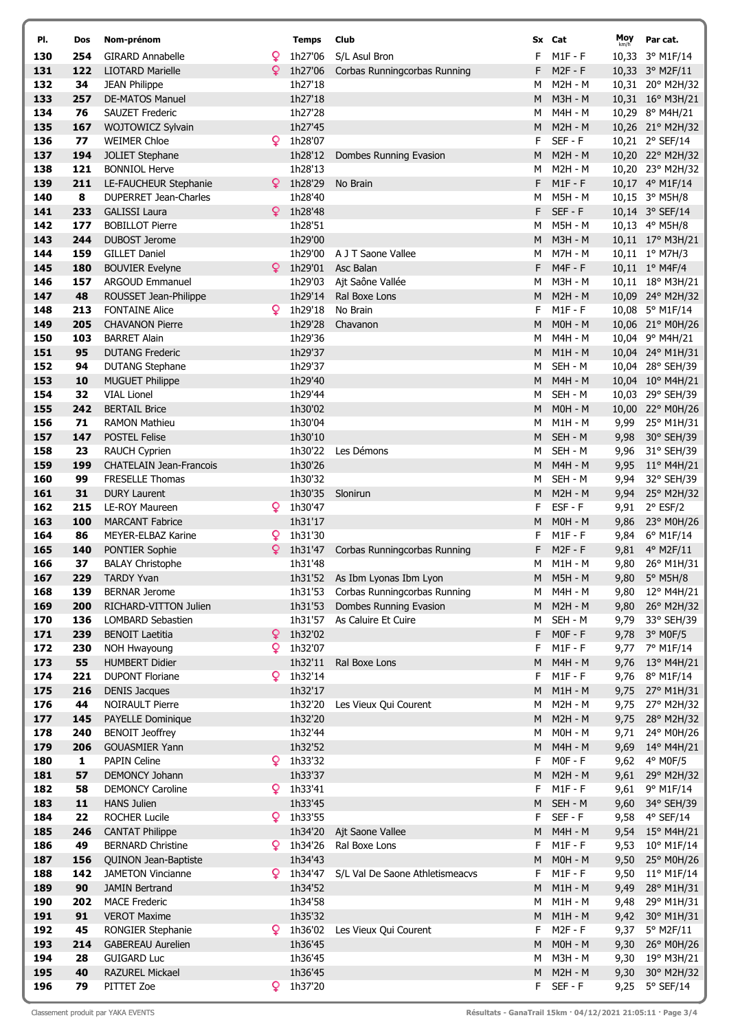| Pl. | Dos | Nom-prénom | | Temps | Club | Sx | Cat | Moy km/h | Par cat. |
|---|---|---|---|---|---|---|---|---|---|
| 130 | 254 | GIRARD Annabelle | ♀ | 1h27'06 | S/L Asul Bron | F | M1F - F | 10,33 | 3° M1F/14 |
| 131 | 122 | LIOTARD Marielle | ♀ | 1h27'06 | Corbas Runningcorbas Running | F | M2F - F | 10,33 | 3° M2F/11 |
| 132 | 34 | JEAN Philippe | | 1h27'18 | | M | M2H - M | 10,31 | 20° M2H/32 |
| 133 | 257 | DE-MATOS Manuel | | 1h27'18 | | M | M3H - M | 10,31 | 16° M3H/21 |
| 134 | 76 | SAUZET Frederic | | 1h27'28 | | M | M4H - M | 10,29 | 8° M4H/21 |
| 135 | 167 | WOJTOWICZ Sylvain | | 1h27'45 | | M | M2H - M | 10,26 | 21° M2H/32 |
| 136 | 77 | WEIMER Chloe | ♀ | 1h28'07 | | F | SEF - F | 10,21 | 2° SEF/14 |
| 137 | 194 | JOLIET Stephane | | 1h28'12 | Dombes Running Evasion | M | M2H - M | 10,20 | 22° M2H/32 |
| 138 | 121 | BONNIOL Herve | | 1h28'13 | | M | M2H - M | 10,20 | 23° M2H/32 |
| 139 | 211 | LE-FAUCHEUR Stephanie | ♀ | 1h28'29 | No Brain | F | M1F - F | 10,17 | 4° M1F/14 |
| 140 | 8 | DUPERRET Jean-Charles | | 1h28'40 | | M | M5H - M | 10,15 | 3° M5H/8 |
| 141 | 233 | GALISSI Laura | ♀ | 1h28'48 | | F | SEF - F | 10,14 | 3° SEF/14 |
| 142 | 177 | BOBILLOT Pierre | | 1h28'51 | | M | M5H - M | 10,13 | 4° M5H/8 |
| 143 | 244 | DUBOST Jerome | | 1h29'00 | | M | M3H - M | 10,11 | 17° M3H/21 |
| 144 | 159 | GILLET Daniel | | 1h29'00 | A J T Saone Vallee | M | M7H - M | 10,11 | 1° M7H/3 |
| 145 | 180 | BOUVIER Evelyne | ♀ | 1h29'01 | Asc Balan | F | M4F - F | 10,11 | 1° M4F/4 |
| 146 | 157 | ARGOUD Emmanuel | | 1h29'03 | Ajt Saône Vallée | M | M3H - M | 10,11 | 18° M3H/21 |
| 147 | 48 | ROUSSET Jean-Philippe | | 1h29'14 | Ral Boxe Lons | M | M2H - M | 10,09 | 24° M2H/32 |
| 148 | 213 | FONTAINE Alice | ♀ | 1h29'18 | No Brain | F | M1F - F | 10,08 | 5° M1F/14 |
| 149 | 205 | CHAVANON Pierre | | 1h29'28 | Chavanon | M | M0H - M | 10,06 | 21° M0H/26 |
| 150 | 103 | BARRET Alain | | 1h29'36 | | M | M4H - M | 10,04 | 9° M4H/21 |
| 151 | 95 | DUTANG Frederic | | 1h29'37 | | M | M1H - M | 10,04 | 24° M1H/31 |
| 152 | 94 | DUTANG Stephane | | 1h29'37 | | M | SEH - M | 10,04 | 28° SEH/39 |
| 153 | 10 | MUGUET Philippe | | 1h29'40 | | M | M4H - M | 10,04 | 10° M4H/21 |
| 154 | 32 | VIAL Lionel | | 1h29'44 | | M | SEH - M | 10,03 | 29° SEH/39 |
| 155 | 242 | BERTAIL Brice | | 1h30'02 | | M | M0H - M | 10,00 | 22° M0H/26 |
| 156 | 71 | RAMON Mathieu | | 1h30'04 | | M | M1H - M | 9,99 | 25° M1H/31 |
| 157 | 147 | POSTEL Felise | | 1h30'10 | | M | SEH - M | 9,98 | 30° SEH/39 |
| 158 | 23 | RAUCH Cyprien | | 1h30'22 | Les Démons | M | SEH - M | 9,96 | 31° SEH/39 |
| 159 | 199 | CHATELAIN Jean-Francois | | 1h30'26 | | M | M4H - M | 9,95 | 11° M4H/21 |
| 160 | 99 | FRESELLE Thomas | | 1h30'32 | | M | SEH - M | 9,94 | 32° SEH/39 |
| 161 | 31 | DURY Laurent | | 1h30'35 | Slonirun | M | M2H - M | 9,94 | 25° M2H/32 |
| 162 | 215 | LE-ROY Maureen | ♀ | 1h30'47 | | F | ESF - F | 9,91 | 2° ESF/2 |
| 163 | 100 | MARCANT Fabrice | | 1h31'17 | | M | M0H - M | 9,86 | 23° M0H/26 |
| 164 | 86 | MEYER-ELBAZ Karine | ♀ | 1h31'30 | | F | M1F - F | 9,84 | 6° M1F/14 |
| 165 | 140 | PONTIER Sophie | ♀ | 1h31'47 | Corbas Runningcorbas Running | F | M2F - F | 9,81 | 4° M2F/11 |
| 166 | 37 | BALAY Christophe | | 1h31'48 | | M | M1H - M | 9,80 | 26° M1H/31 |
| 167 | 229 | TARDY Yvan | | 1h31'52 | As Ibm Lyonas Ibm Lyon | M | M5H - M | 9,80 | 5° M5H/8 |
| 168 | 139 | BERNAR Jerome | | 1h31'53 | Corbas Runningcorbas Running | M | M4H - M | 9,80 | 12° M4H/21 |
| 169 | 200 | RICHARD-VITTON Julien | | 1h31'53 | Dombes Running Evasion | M | M2H - M | 9,80 | 26° M2H/32 |
| 170 | 136 | LOMBARD Sebastien | | 1h31'57 | As Caluire Et Cuire | M | SEH - M | 9,79 | 33° SEH/39 |
| 171 | 239 | BENOIT Laetitia | ♀ | 1h32'02 | | F | M0F - F | 9,78 | 3° M0F/5 |
| 172 | 230 | NOH Hwayoung | ♀ | 1h32'07 | | F | M1F - F | 9,77 | 7° M1F/14 |
| 173 | 55 | HUMBERT Didier | | 1h32'11 | Ral Boxe Lons | M | M4H - M | 9,76 | 13° M4H/21 |
| 174 | 221 | DUPONT Floriane | ♀ | 1h32'14 | | F | M1F - F | 9,76 | 8° M1F/14 |
| 175 | 216 | DENIS Jacques | | 1h32'17 | | M | M1H - M | 9,75 | 27° M1H/31 |
| 176 | 44 | NOIRAULT Pierre | | 1h32'20 | Les Vieux Qui Courent | M | M2H - M | 9,75 | 27° M2H/32 |
| 177 | 145 | PAYELLE Dominique | | 1h32'20 | | M | M2H - M | 9,75 | 28° M2H/32 |
| 178 | 240 | BENOIT Jeoffrey | | 1h32'44 | | M | M0H - M | 9,71 | 24° M0H/26 |
| 179 | 206 | GOUASMIER Yann | | 1h32'52 | | M | M4H - M | 9,69 | 14° M4H/21 |
| 180 | 1 | PAPIN Celine | ♀ | 1h33'32 | | F | M0F - F | 9,62 | 4° M0F/5 |
| 181 | 57 | DEMONCY Johann | | 1h33'37 | | M | M2H - M | 9,61 | 29° M2H/32 |
| 182 | 58 | DEMONCY Caroline | ♀ | 1h33'41 | | F | M1F - F | 9,61 | 9° M1F/14 |
| 183 | 11 | HANS Julien | | 1h33'45 | | M | SEH - M | 9,60 | 34° SEH/39 |
| 184 | 22 | ROCHER Lucile | ♀ | 1h33'55 | | F | SEF - F | 9,58 | 4° SEF/14 |
| 185 | 246 | CANTAT Philippe | | 1h34'20 | Ajt Saone Vallee | M | M4H - M | 9,54 | 15° M4H/21 |
| 186 | 49 | BERNARD Christine | ♀ | 1h34'26 | Ral Boxe Lons | F | M1F - F | 9,53 | 10° M1F/14 |
| 187 | 156 | QUINON Jean-Baptiste | | 1h34'43 | | M | M0H - M | 9,50 | 25° M0H/26 |
| 188 | 142 | JAMETON Vincianne | ♀ | 1h34'47 | S/L Val De Saone Athletismeacvs | F | M1F - F | 9,50 | 11° M1F/14 |
| 189 | 90 | JAMIN Bertrand | | 1h34'52 | | M | M1H - M | 9,49 | 28° M1H/31 |
| 190 | 202 | MACE Frederic | | 1h34'58 | | M | M1H - M | 9,48 | 29° M1H/31 |
| 191 | 91 | VEROT Maxime | | 1h35'32 | | M | M1H - M | 9,42 | 30° M1H/31 |
| 192 | 45 | RONGIER Stephanie | ♀ | 1h36'02 | Les Vieux Qui Courent | F | M2F - F | 9,37 | 5° M2F/11 |
| 193 | 214 | GABEREAU Aurelien | | 1h36'45 | | M | M0H - M | 9,30 | 26° M0H/26 |
| 194 | 28 | GUIGARD Luc | | 1h36'45 | | M | M3H - M | 9,30 | 19° M3H/21 |
| 195 | 40 | RAZUREL Mickael | | 1h36'45 | | M | M2H - M | 9,30 | 30° M2H/32 |
| 196 | 79 | PITTET Zoe | ♀ | 1h37'20 | | F | SEF - F | 9,25 | 5° SEF/14 |

Classement produit par YAKA EVENTS — Résultats - GanaTrail 15km · 04/12/2021 21:05:11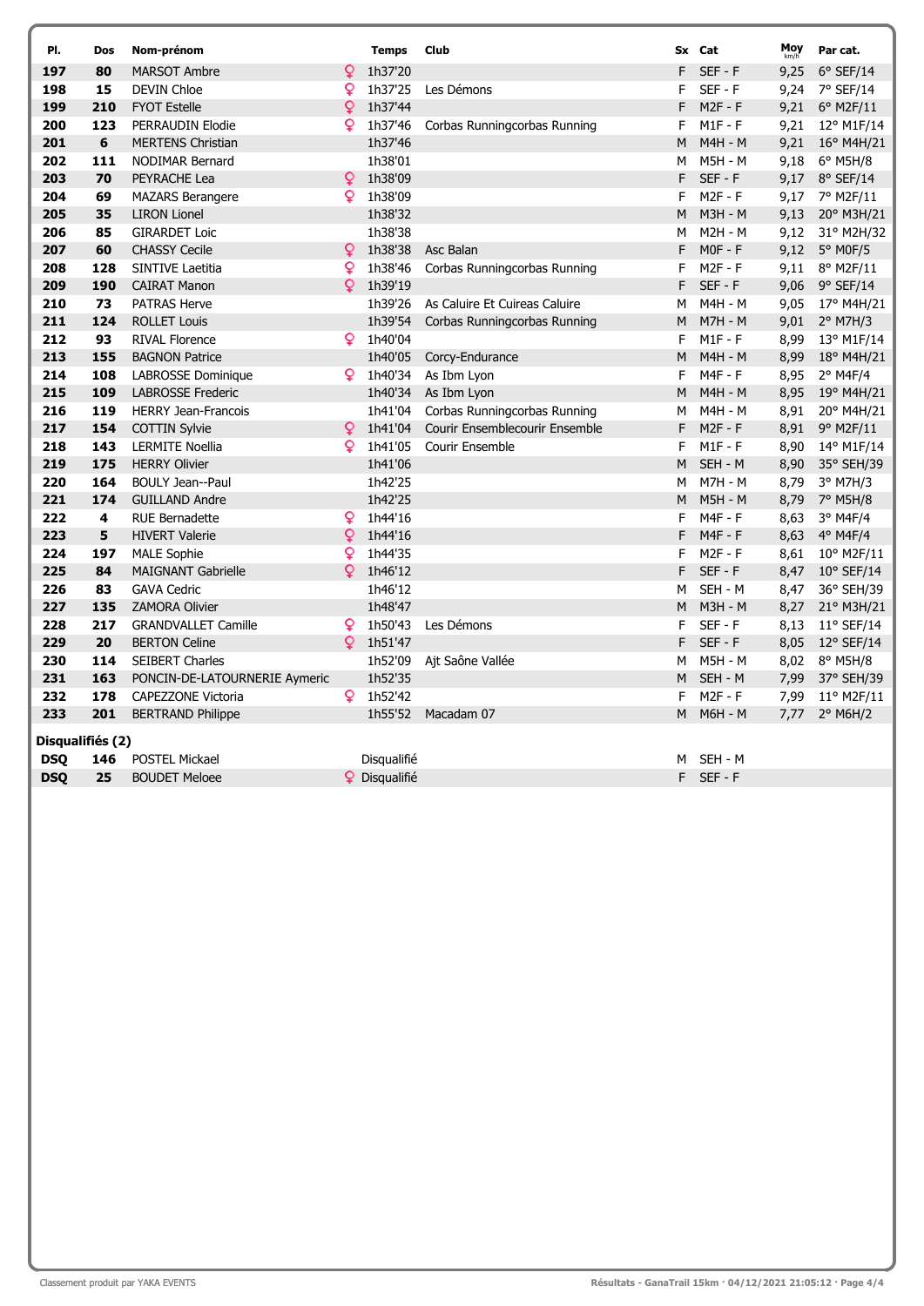| Pl. | Dos | Nom-prénom | | Temps | Club | Sx | Cat | Moy km/h | Par cat. |
|---|---|---|---|---|---|---|---|---|---|
| 197 | 80 | MARSOT Ambre | ♀ | 1h37'20 | | F | SEF - F | 9,25 | 6° SEF/14 |
| 198 | 15 | DEVIN Chloe | ♀ | 1h37'25 | Les Démons | F | SEF - F | 9,24 | 7° SEF/14 |
| 199 | 210 | FYOT Estelle | ♀ | 1h37'44 | | F | M2F - F | 9,21 | 6° M2F/11 |
| 200 | 123 | PERRAUDIN Elodie | ♀ | 1h37'46 | Corbas Runningcorbas Running | F | M1F - F | 9,21 | 12° M1F/14 |
| 201 | 6 | MERTENS Christian | | 1h37'46 | | M | M4H - M | 9,21 | 16° M4H/21 |
| 202 | 111 | NODIMAR Bernard | | 1h38'01 | | M | M5H - M | 9,18 | 6° M5H/8 |
| 203 | 70 | PEYRACHE Lea | ♀ | 1h38'09 | | F | SEF - F | 9,17 | 8° SEF/14 |
| 204 | 69 | MAZARS Berangere | ♀ | 1h38'09 | | F | M2F - F | 9,17 | 7° M2F/11 |
| 205 | 35 | LIRON Lionel | | 1h38'32 | | M | M3H - M | 9,13 | 20° M3H/21 |
| 206 | 85 | GIRARDET Loic | | 1h38'38 | | M | M2H - M | 9,12 | 31° M2H/32 |
| 207 | 60 | CHASSY Cecile | ♀ | 1h38'38 | Asc Balan | F | M0F - F | 9,12 | 5° M0F/5 |
| 208 | 128 | SINTIVE Laetitia | ♀ | 1h38'46 | Corbas Runningcorbas Running | F | M2F - F | 9,11 | 8° M2F/11 |
| 209 | 190 | CAIRAT Manon | ♀ | 1h39'19 | | F | SEF - F | 9,06 | 9° SEF/14 |
| 210 | 73 | PATRAS Herve | | 1h39'26 | As Caluire Et Cuireas Caluire | M | M4H - M | 9,05 | 17° M4H/21 |
| 211 | 124 | ROLLET Louis | | 1h39'54 | Corbas Runningcorbas Running | M | M7H - M | 9,01 | 2° M7H/3 |
| 212 | 93 | RIVAL Florence | ♀ | 1h40'04 | | F | M1F - F | 8,99 | 13° M1F/14 |
| 213 | 155 | BAGNON Patrice | | 1h40'05 | Corcy-Endurance | M | M4H - M | 8,99 | 18° M4H/21 |
| 214 | 108 | LABROSSE Dominique | ♀ | 1h40'34 | As Ibm Lyon | F | M4F - F | 8,95 | 2° M4F/4 |
| 215 | 109 | LABROSSE Frederic | | 1h40'34 | As Ibm Lyon | M | M4H - M | 8,95 | 19° M4H/21 |
| 216 | 119 | HERRY Jean-Francois | | 1h41'04 | Corbas Runningcorbas Running | M | M4H - M | 8,91 | 20° M4H/21 |
| 217 | 154 | COTTIN Sylvie | ♀ | 1h41'04 | Courir Ensemblecourir Ensemble | F | M2F - F | 8,91 | 9° M2F/11 |
| 218 | 143 | LERMITE Noellia | ♀ | 1h41'05 | Courir Ensemble | F | M1F - F | 8,90 | 14° M1F/14 |
| 219 | 175 | HERRY Olivier | | 1h41'06 | | M | SEH - M | 8,90 | 35° SEH/39 |
| 220 | 164 | BOULY Jean--Paul | | 1h42'25 | | M | M7H - M | 8,79 | 3° M7H/3 |
| 221 | 174 | GUILLAND Andre | | 1h42'25 | | M | M5H - M | 8,79 | 7° M5H/8 |
| 222 | 4 | RUE Bernadette | ♀ | 1h44'16 | | F | M4F - F | 8,63 | 3° M4F/4 |
| 223 | 5 | HIVERT Valerie | ♀ | 1h44'16 | | F | M4F - F | 8,63 | 4° M4F/4 |
| 224 | 197 | MALE Sophie | ♀ | 1h44'35 | | F | M2F - F | 8,61 | 10° M2F/11 |
| 225 | 84 | MAIGNANT Gabrielle | ♀ | 1h46'12 | | F | SEF - F | 8,47 | 10° SEF/14 |
| 226 | 83 | GAVA Cedric | | 1h46'12 | | M | SEH - M | 8,47 | 36° SEH/39 |
| 227 | 135 | ZAMORA Olivier | | 1h48'47 | | M | M3H - M | 8,27 | 21° M3H/21 |
| 228 | 217 | GRANDVALLET Camille | ♀ | 1h50'43 | Les Démons | F | SEF - F | 8,13 | 11° SEF/14 |
| 229 | 20 | BERTON Celine | ♀ | 1h51'47 | | F | SEF - F | 8,05 | 12° SEF/14 |
| 230 | 114 | SEIBERT Charles | | 1h52'09 | Ajt Saône Vallée | M | M5H - M | 8,02 | 8° M5H/8 |
| 231 | 163 | PONCIN-DE-LATOURNERIE Aymeric | | 1h52'35 | | M | SEH - M | 7,99 | 37° SEH/39 |
| 232 | 178 | CAPEZZONE Victoria | ♀ | 1h52'42 | | F | M2F - F | 7,99 | 11° M2F/11 |
| 233 | 201 | BERTRAND Philippe | | 1h55'52 | Macadam 07 | M | M6H - M | 7,77 | 2° M6H/2 |

**Disqualifiés (2)**

| | | | | | | | | | |
|---|---|---|---|---|---|---|---|---|---|
| DSQ | 146 | POSTEL Mickael | | Disqualifié | | M | SEH - M | | |
| DSQ | 25 | BOUDET Meloee | ♀ | Disqualifié | | F | SEF - F | | |

Classement produit par YAKA EVENTS

Résultats - GanaTrail 15km · 04/12/2021 21:05:12